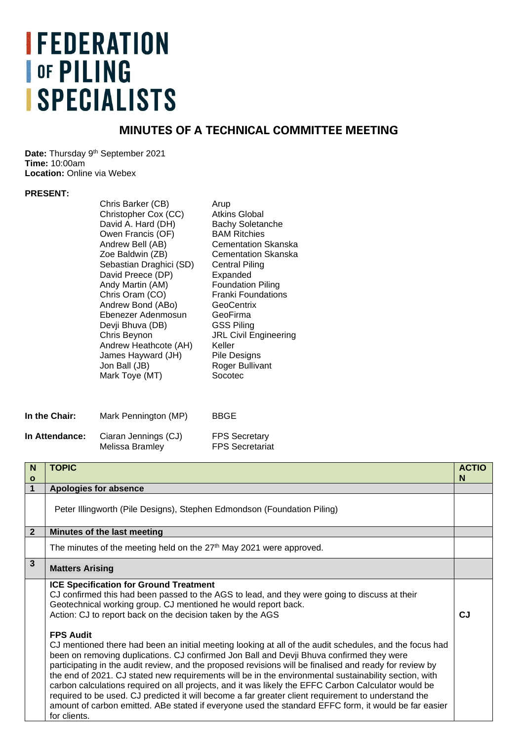# FEDERATION OF PILING SPECIALISTS

## MINUTES OF A TECHNICAL COMMITTEE MEETING

**Date:** Thursday 9th September 2021
**Time:** 10:00am
**Location:** Online via Webex

**PRESENT:**

| | |
|---|---|
| Chris Barker (CB) | Arup |
| Christopher Cox (CC) | Atkins Global |
| David A. Hard (DH) | Bachy Soletanche |
| Owen Francis (OF) | BAM Ritchies |
| Andrew Bell (AB) | Cementation Skanska |
| Zoe Baldwin (ZB) | Cementation Skanska |
| Sebastian Draghici (SD) | Central Piling |
| David Preece (DP) | Expanded |
| Andy Martin (AM) | Foundation Piling |
| Chris Oram (CO) | Franki Foundations |
| Andrew Bond (ABo) | GeoCentrix |
| Ebenezer Adenmosun | GeoFirma |
| Devji Bhuva (DB) | GSS Piling |
| Chris Beynon | JRL Civil Engineering |
| Andrew Heathcote (AH) | Keller |
| James Hayward (JH) | Pile Designs |
| Jon Ball (JB) | Roger Bullivant |
| Mark Toye (MT) | Socotec |

**In the Chair:** Mark Pennington (MP) BBGE

**In Attendance:** Ciaran Jennings (CJ) FPS Secretary; Melissa Bramley FPS Secretariat

| No | TOPIC | ACTION |
|---|---|---|
| **1** | **Apologies for absence** | |
| | Peter Illingworth (Pile Designs), Stephen Edmondson (Foundation Piling) | |
| **2** | **Minutes of the last meeting** | |
| | The minutes of the meeting held on the 27th May 2021 were approved. | |
| **3** | **Matters Arising** | |
| | **ICE Specification for Ground Treatment**<br>CJ confirmed this had been passed to the AGS to lead, and they were going to discuss at their Geotechnical working group. CJ mentioned he would report back.<br>Action: CJ to report back on the decision taken by the AGS | **CJ** |
| | **FPS Audit**<br>CJ mentioned there had been an initial meeting looking at all of the audit schedules, and the focus had been on removing duplications. CJ confirmed Jon Ball and Devji Bhuva confirmed they were participating in the audit review, and the proposed revisions will be finalised and ready for review by the end of 2021. CJ stated new requirements will be in the environmental sustainability section, with carbon calculations required on all projects, and it was likely the EFFC Carbon Calculator would be required to be used. CJ predicted it will become a far greater client requirement to understand the amount of carbon emitted. ABe stated if everyone used the standard EFFC form, it would be far easier for clients. | |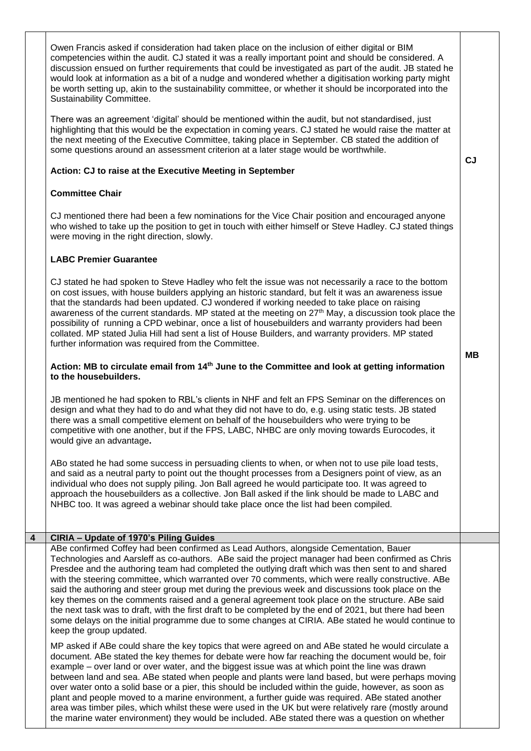| | | |
|---|---|---|
| | Owen Francis asked if consideration had taken place on the inclusion of either digital or BIM competencies within the audit. CJ stated it was a really important point and should be considered. A discussion ensued on further requirements that could be investigated as part of the audit. JB stated he would look at information as a bit of a nudge and wondered whether a digitisation working party might be worth setting up, akin to the sustainability committee, or whether it should be incorporated into the Sustainability Committee.<br><br>There was an agreement 'digital' should be mentioned within the audit, but not standardised, just highlighting that this would be the expectation in coming years. CJ stated he would raise the matter at the next meeting of the Executive Committee, taking place in September. CB stated the addition of some questions around an assessment criterion at a later stage would be worthwhile.<br><br>**Action: CJ to raise at the Executive Meeting in September**<br><br>**Committee Chair**<br><br>CJ mentioned there had been a few nominations for the Vice Chair position and encouraged anyone who wished to take up the position to get in touch with either himself or Steve Hadley. CJ stated things were moving in the right direction, slowly.<br><br>**LABC Premier Guarantee**<br><br>CJ stated he had spoken to Steve Hadley who felt the issue was not necessarily a race to the bottom on cost issues, with house builders applying an historic standard, but felt it was an awareness issue that the standards had been updated. CJ wondered if working needed to take place on raising awareness of the current standards. MP stated at the meeting on 27th May, a discussion took place the possibility of running a CPD webinar, once a list of housebuilders and warranty providers had been collated. MP stated Julia Hill had sent a list of House Builders, and warranty providers. MP stated further information was required from the Committee.<br><br>**Action: MB to circulate email from 14th June to the Committee and look at getting information to the housebuilders.**<br><br>JB mentioned he had spoken to RBL's clients in NHF and felt an FPS Seminar on the differences on design and what they had to do and what they did not have to do, e.g. using static tests. JB stated there was a small competitive element on behalf of the housebuilders who were trying to be competitive with one another, but if the FPS, LABC, NHBC are only moving towards Eurocodes, it would give an advantage.<br><br>ABo stated he had some success in persuading clients to when, or when not to use pile load tests, and said as a neutral party to point out the thought processes from a Designers point of view, as an individual who does not supply piling. Jon Ball agreed he would participate too. It was agreed to approach the housebuilders as a collective. Jon Ball asked if the link should be made to LABC and NHBC too. It was agreed a webinar should take place once the list had been compiled. | **CJ**<br><br>**MB** |
| **4** | **CIRIA – Update of 1970's Piling Guides** | |
| | ABe confirmed Coffey had been confirmed as Lead Authors, alongside Cementation, Bauer Technologies and Aarsleff as co-authors. ABe said the project manager had been confirmed as Chris Presdee and the authoring team had completed the outlying draft which was then sent to and shared with the steering committee, which warranted over 70 comments, which were really constructive. ABe said the authoring and steer group met during the previous week and discussions took place on the key themes on the comments raised and a general agreement took place on the structure. ABe said the next task was to draft, with the first draft to be completed by the end of 2021, but there had been some delays on the initial programme due to some changes at CIRIA. ABe stated he would continue to keep the group updated.<br><br>MP asked if ABe could share the key topics that were agreed on and ABe stated he would circulate a document. ABe stated the key themes for debate were how far reaching the document would be, foir example – over land or over water, and the biggest issue was at which point the line was drawn between land and sea. ABe stated when people and plants were land based, but were perhaps moving over water onto a solid base or a pier, this should be included within the guide, however, as soon as plant and people moved to a marine environment, a further guide was required. ABe stated another area was timber piles, which whilst these were used in the UK but were relatively rare (mostly around the marine water environment) they would be included. ABe stated there was a question on whether | |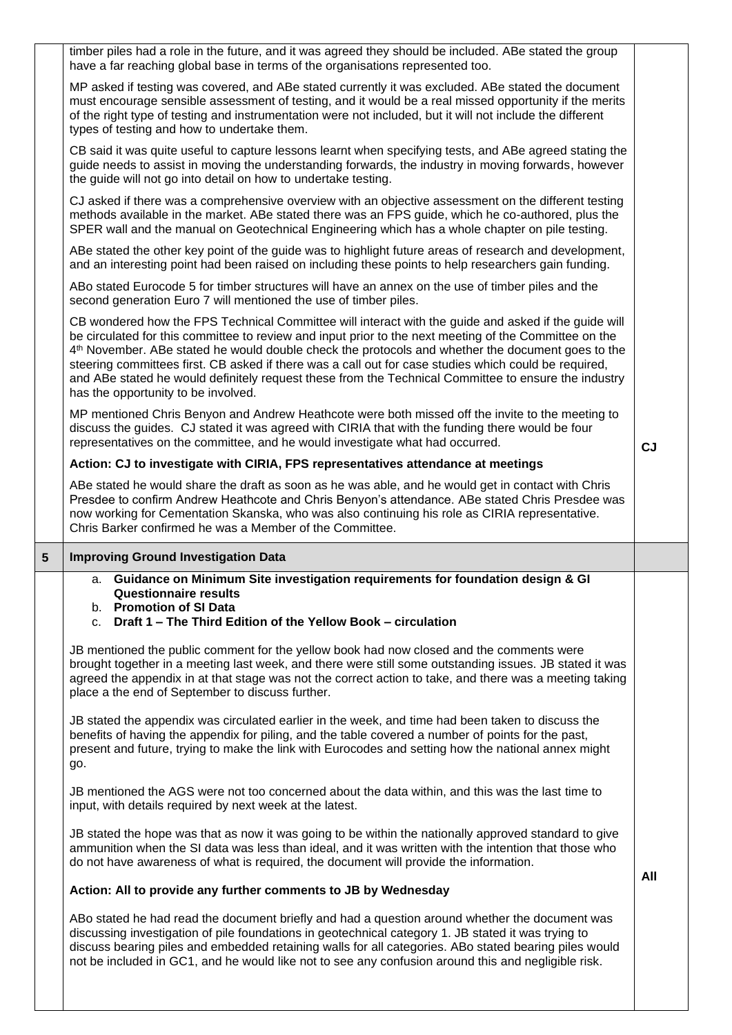| | | |
|---|---|---|
| | timber piles had a role in the future, and it was agreed they should be included. ABe stated the group have a far reaching global base in terms of the organisations represented too.<br><br>MP asked if testing was covered, and ABe stated currently it was excluded. ABe stated the document must encourage sensible assessment of testing, and it would be a real missed opportunity if the merits of the right type of testing and instrumentation were not included, but it will not include the different types of testing and how to undertake them.<br><br>CB said it was quite useful to capture lessons learnt when specifying tests, and ABe agreed stating the guide needs to assist in moving the understanding forwards, the industry in moving forwards, however the guide will not go into detail on how to undertake testing.<br><br>CJ asked if there was a comprehensive overview with an objective assessment on the different testing methods available in the market. ABe stated there was an FPS guide, which he co-authored, plus the SPER wall and the manual on Geotechnical Engineering which has a whole chapter on pile testing.<br><br>ABe stated the other key point of the guide was to highlight future areas of research and development, and an interesting point had been raised on including these points to help researchers gain funding.<br><br>ABo stated Eurocode 5 for timber structures will have an annex on the use of timber piles and the second generation Euro 7 will mentioned the use of timber piles.<br><br>CB wondered how the FPS Technical Committee will interact with the guide and asked if the guide will be circulated for this committee to review and input prior to the next meeting of the Committee on the 4th November. ABe stated he would double check the protocols and whether the document goes to the steering committees first. CB asked if there was a call out for case studies which could be required, and ABe stated he would definitely request these from the Technical Committee to ensure the industry has the opportunity to be involved.<br><br>MP mentioned Chris Benyon and Andrew Heathcote were both missed off the invite to the meeting to discuss the guides. CJ stated it was agreed with CIRIA that with the funding there would be four representatives on the committee, and he would investigate what had occurred.<br><br>**Action: CJ to investigate with CIRIA, FPS representatives attendance at meetings**<br><br>ABe stated he would share the draft as soon as he was able, and he would get in contact with Chris Presdee to confirm Andrew Heathcote and Chris Benyon's attendance. ABe stated Chris Presdee was now working for Cementation Skanska, who was also continuing his role as CIRIA representative. Chris Barker confirmed he was a Member of the Committee. | **CJ** |
| **5** | **Improving Ground Investigation Data** | |
| | a. **Guidance on Minimum Site investigation requirements for foundation design & GI Questionnaire results**<br>b. **Promotion of SI Data**<br>c. **Draft 1 – The Third Edition of the Yellow Book – circulation**<br><br>JB mentioned the public comment for the yellow book had now closed and the comments were brought together in a meeting last week, and there were still some outstanding issues. JB stated it was agreed the appendix in at that stage was not the correct action to take, and there was a meeting taking place a the end of September to discuss further.<br><br>JB stated the appendix was circulated earlier in the week, and time had been taken to discuss the benefits of having the appendix for piling, and the table covered a number of points for the past, present and future, trying to make the link with Eurocodes and setting how the national annex might go.<br><br>JB mentioned the AGS were not too concerned about the data within, and this was the last time to input, with details required by next week at the latest.<br><br>JB stated the hope was that as now it was going to be within the nationally approved standard to give ammunition when the SI data was less than ideal, and it was written with the intention that those who do not have awareness of what is required, the document will provide the information.<br><br>**Action: All to provide any further comments to JB by Wednesday**<br><br>ABo stated he had read the document briefly and had a question around whether the document was discussing investigation of pile foundations in geotechnical category 1. JB stated it was trying to discuss bearing piles and embedded retaining walls for all categories. ABo stated bearing piles would not be included in GC1, and he would like not to see any confusion around this and negligible risk. | **All** |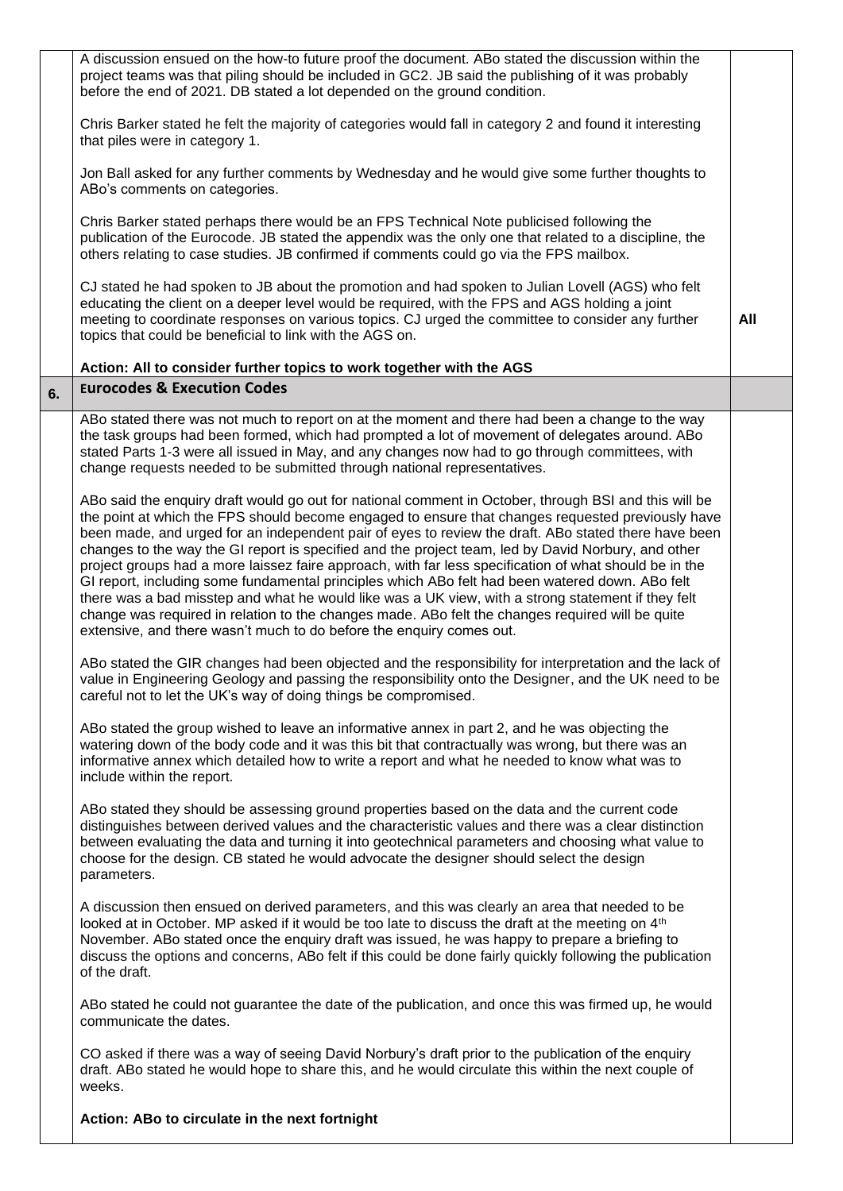| | | |
|---|---|---|
| | A discussion ensued on the how-to future proof the document. ABo stated the discussion within the project teams was that piling should be included in GC2. JB said the publishing of it was probably before the end of 2021. DB stated a lot depended on the ground condition.<br><br>Chris Barker stated he felt the majority of categories would fall in category 2 and found it interesting that piles were in category 1.<br><br>Jon Ball asked for any further comments by Wednesday and he would give some further thoughts to ABo's comments on categories.<br><br>Chris Barker stated perhaps there would be an FPS Technical Note publicised following the publication of the Eurocode. JB stated the appendix was the only one that related to a discipline, the others relating to case studies. JB confirmed if comments could go via the FPS mailbox.<br><br>CJ stated he had spoken to JB about the promotion and had spoken to Julian Lovell (AGS) who felt educating the client on a deeper level would be required, with the FPS and AGS holding a joint meeting to coordinate responses on various topics. CJ urged the committee to consider any further topics that could be beneficial to link with the AGS on.<br><br>**Action: All to consider further topics to work together with the AGS** | **All** |
| **6.** | **Eurocodes & Execution Codes** | |
| | ABo stated there was not much to report on at the moment and there had been a change to the way the task groups had been formed, which had prompted a lot of movement of delegates around. ABo stated Parts 1-3 were all issued in May, and any changes now had to go through committees, with change requests needed to be submitted through national representatives.<br><br>ABo said the enquiry draft would go out for national comment in October, through BSI and this will be the point at which the FPS should become engaged to ensure that changes requested previously have been made, and urged for an independent pair of eyes to review the draft. ABo stated there have been changes to the way the GI report is specified and the project team, led by David Norbury, and other project groups had a more laissez faire approach, with far less specification of what should be in the GI report, including some fundamental principles which ABo felt had been watered down. ABo felt there was a bad misstep and what he would like was a UK view, with a strong statement if they felt change was required in relation to the changes made. ABo felt the changes required will be quite extensive, and there wasn't much to do before the enquiry comes out.<br><br>ABo stated the GIR changes had been objected and the responsibility for interpretation and the lack of value in Engineering Geology and passing the responsibility onto the Designer, and the UK need to be careful not to let the UK's way of doing things be compromised.<br><br>ABo stated the group wished to leave an informative annex in part 2, and he was objecting the watering down of the body code and it was this bit that contractually was wrong, but there was an informative annex which detailed how to write a report and what he needed to know what was to include within the report.<br><br>ABo stated they should be assessing ground properties based on the data and the current code distinguishes between derived values and the characteristic values and there was a clear distinction between evaluating the data and turning it into geotechnical parameters and choosing what value to choose for the design. CB stated he would advocate the designer should select the design parameters.<br><br>A discussion then ensued on derived parameters, and this was clearly an area that needed to be looked at in October. MP asked if it would be too late to discuss the draft at the meeting on 4th November. ABo stated once the enquiry draft was issued, he was happy to prepare a briefing to discuss the options and concerns, ABo felt if this could be done fairly quickly following the publication of the draft.<br><br>ABo stated he could not guarantee the date of the publication, and once this was firmed up, he would communicate the dates.<br><br>CO asked if there was a way of seeing David Norbury's draft prior to the publication of the enquiry draft. ABo stated he would hope to share this, and he would circulate this within the next couple of weeks.<br><br>**Action: ABo to circulate in the next fortnight** | |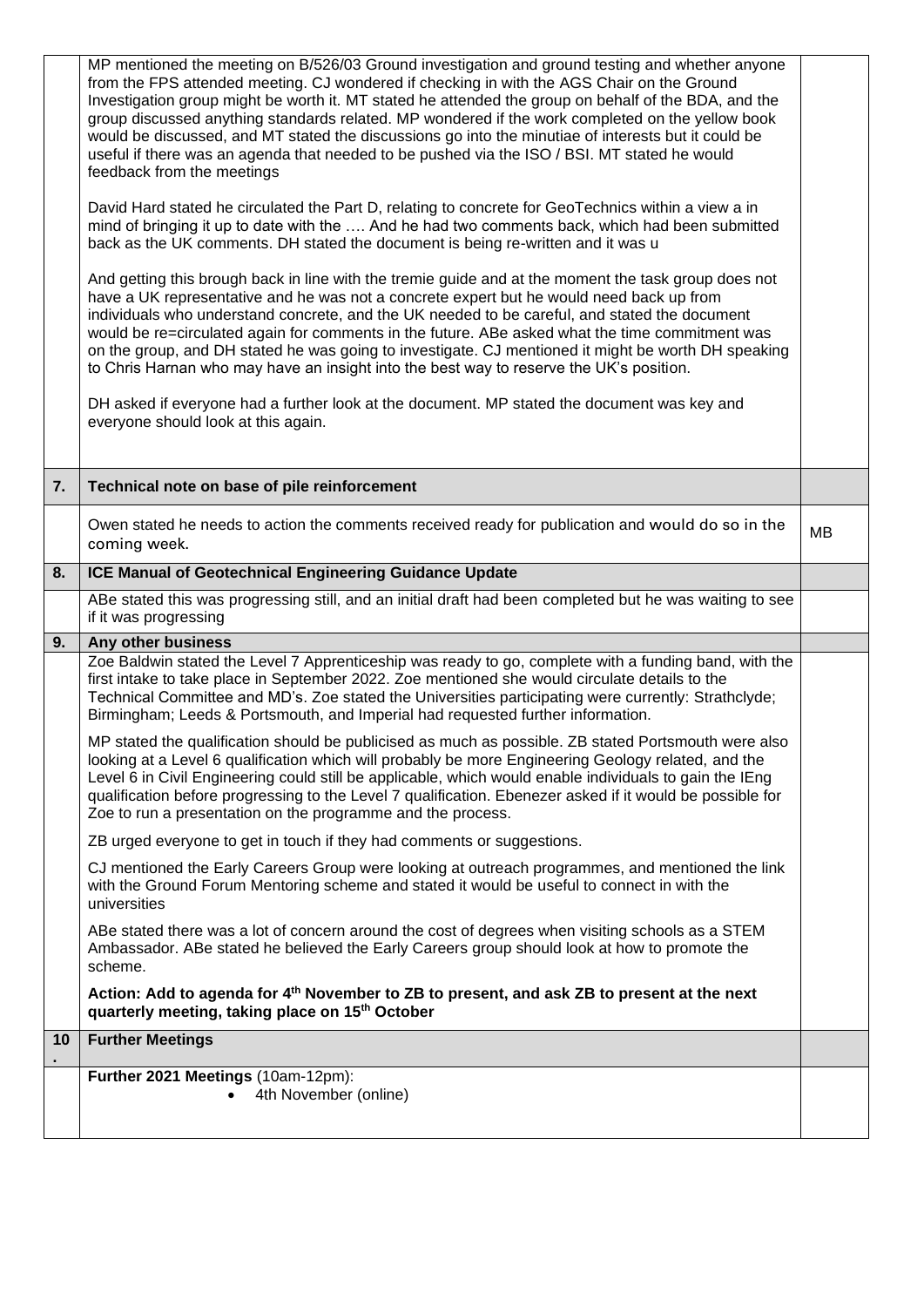| | | |
|---|---|---|
| | MP mentioned the meeting on B/526/03 Ground investigation and ground testing and whether anyone from the FPS attended meeting. CJ wondered if checking in with the AGS Chair on the Ground Investigation group might be worth it. MT stated he attended the group on behalf of the BDA, and the group discussed anything standards related. MP wondered if the work completed on the yellow book would be discussed, and MT stated the discussions go into the minutiae of interests but it could be useful if there was an agenda that needed to be pushed via the ISO / BSI. MT stated he would feedback from the meetings<br><br>David Hard stated he circulated the Part D, relating to concrete for GeoTechnics within a view a in mind of bringing it up to date with the …. And he had two comments back, which had been submitted back as the UK comments. DH stated the document is being re-written and it was u<br><br>And getting this brough back in line with the tremie guide and at the moment the task group does not have a UK representative and he was not a concrete expert but he would need back up from individuals who understand concrete, and the UK needed to be careful, and stated the document would be re=circulated again for comments in the future. ABe asked what the time commitment was on the group, and DH stated he was going to investigate. CJ mentioned it might be worth DH speaking to Chris Harnan who may have an insight into the best way to reserve the UK's position.<br><br>DH asked if everyone had a further look at the document. MP stated the document was key and everyone should look at this again. | |
| **7.** | **Technical note on base of pile reinforcement** | |
| | Owen stated he needs to action the comments received ready for publication and would do so in the coming week. | MB |
| **8.** | **ICE Manual of Geotechnical Engineering Guidance Update** | |
| | ABe stated this was progressing still, and an initial draft had been completed but he was waiting to see if it was progressing | |
| **9.** | **Any other business** | |
| | Zoe Baldwin stated the Level 7 Apprenticeship was ready to go, complete with a funding band, with the first intake to take place in September 2022. Zoe mentioned she would circulate details to the Technical Committee and MD's. Zoe stated the Universities participating were currently: Strathclyde; Birmingham; Leeds & Portsmouth, and Imperial had requested further information. | |
| | MP stated the qualification should be publicised as much as possible. ZB stated Portsmouth were also looking at a Level 6 qualification which will probably be more Engineering Geology related, and the Level 6 in Civil Engineering could still be applicable, which would enable individuals to gain the IEng qualification before progressing to the Level 7 qualification. Ebenezer asked if it would be possible for Zoe to run a presentation on the programme and the process. | |
| | ZB urged everyone to get in touch if they had comments or suggestions. | |
| | CJ mentioned the Early Careers Group were looking at outreach programmes, and mentioned the link with the Ground Forum Mentoring scheme and stated it would be useful to connect in with the universities | |
| | ABe stated there was a lot of concern around the cost of degrees when visiting schools as a STEM Ambassador. ABe stated he believed the Early Careers group should look at how to promote the scheme. | |
| | **Action: Add to agenda for 4th November to ZB to present, and ask ZB to present at the next quarterly meeting, taking place on 15th October** | |
| **10.** | **Further Meetings** | |
| | **Further 2021 Meetings** (10am-12pm):<br>• 4th November (online) | |